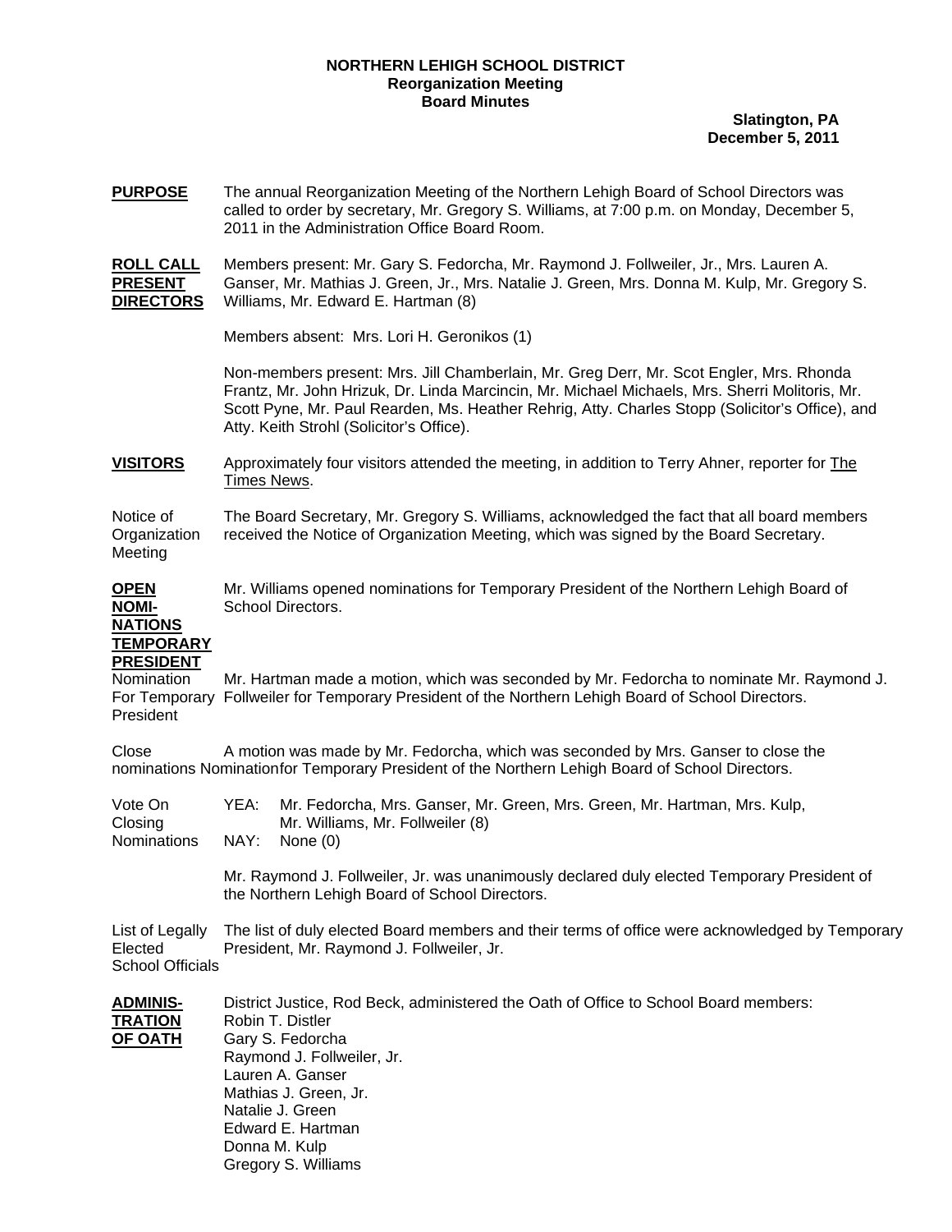**NORTHERN LEHIGH SCHOOL DISTRICT**
**Reorganization Meeting**
**Board Minutes**

**Slatington, PA**
**December 5, 2011**

**PURPOSE** The annual Reorganization Meeting of the Northern Lehigh Board of School Directors was called to order by secretary, Mr. Gregory S. Williams, at 7:00 p.m. on Monday, December 5, 2011 in the Administration Office Board Room.

**ROLL CALL PRESENT DIRECTORS** Members present: Mr. Gary S. Fedorcha, Mr. Raymond J. Follweiler, Jr., Mrs. Lauren A. Ganser, Mr. Mathias J. Green, Jr., Mrs. Natalie J. Green, Mrs. Donna M. Kulp, Mr. Gregory S. Williams, Mr. Edward E. Hartman (8)

Members absent: Mrs. Lori H. Geronikos (1)

Non-members present: Mrs. Jill Chamberlain, Mr. Greg Derr, Mr. Scot Engler, Mrs. Rhonda Frantz, Mr. John Hrizuk, Dr. Linda Marcincin, Mr. Michael Michaels, Mrs. Sherri Molitoris, Mr. Scott Pyne, Mr. Paul Rearden, Ms. Heather Rehrig, Atty. Charles Stopp (Solicitor's Office), and Atty. Keith Strohl (Solicitor's Office).

**VISITORS** Approximately four visitors attended the meeting, in addition to Terry Ahner, reporter for The Times News.

Notice of Organization Meeting — The Board Secretary, Mr. Gregory S. Williams, acknowledged the fact that all board members received the Notice of Organization Meeting, which was signed by the Board Secretary.

**OPEN NOMINATIONS TEMPORARY PRESIDENT** Mr. Williams opened nominations for Temporary President of the Northern Lehigh Board of School Directors.

Nomination For Temporary President — Mr. Hartman made a motion, which was seconded by Mr. Fedorcha to nominate Mr. Raymond J. Follweiler for Temporary President of the Northern Lehigh Board of School Directors.

Close nominations Nomination — A motion was made by Mr. Fedorcha, which was seconded by Mrs. Ganser to close the nominations for Temporary President of the Northern Lehigh Board of School Directors.

Vote On Closing Nominations
YEA: Mr. Fedorcha, Mrs. Ganser, Mr. Green, Mrs. Green, Mr. Hartman, Mrs. Kulp, Mr. Williams, Mr. Follweiler (8)
NAY: None (0)

Mr. Raymond J. Follweiler, Jr. was unanimously declared duly elected Temporary President of the Northern Lehigh Board of School Directors.

List of Legally Elected School Officials — The list of duly elected Board members and their terms of office were acknowledged by Temporary President, Mr. Raymond J. Follweiler, Jr.

**ADMINISTRATION OF OATH** District Justice, Rod Beck, administered the Oath of Office to School Board members:

Robin T. Distler
Gary S. Fedorcha
Raymond J. Follweiler, Jr.
Lauren A. Ganser
Mathias J. Green, Jr.
Natalie J. Green
Edward E. Hartman
Donna M. Kulp
Gregory S. Williams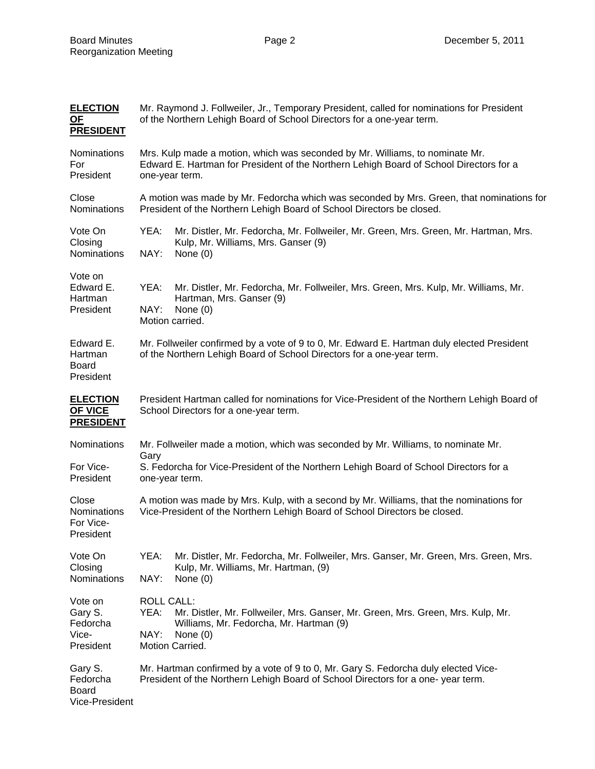**ELECTION OF PRESIDENT**

Mr. Raymond J. Follweiler, Jr., Temporary President, called for nominations for President of the Northern Lehigh Board of School Directors for a one-year term.

Nominations For President

Mrs. Kulp made a motion, which was seconded by Mr. Williams, to nominate Mr. Edward E. Hartman for President of the Northern Lehigh Board of School Directors for a one-year term.

Close Nominations

A motion was made by Mr. Fedorcha which was seconded by Mrs. Green, that nominations for President of the Northern Lehigh Board of School Directors be closed.

Vote On Closing Nominations

YEA: Mr. Distler, Mr. Fedorcha, Mr. Follweiler, Mr. Green, Mrs. Green, Mr. Hartman, Mrs. Kulp, Mr. Williams, Mrs. Ganser (9)
NAY: None (0)

Vote on Edward E. Hartman President

YEA: Mr. Distler, Mr. Fedorcha, Mr. Follweiler, Mrs. Green, Mrs. Kulp, Mr. Williams, Mr. Hartman, Mrs. Ganser (9)
NAY: None (0)
Motion carried.

Edward E. Hartman Board President

Mr. Follweiler confirmed by a vote of 9 to 0, Mr. Edward E. Hartman duly elected President of the Northern Lehigh Board of School Directors for a one-year term.

**ELECTION OF VICE PRESIDENT**

President Hartman called for nominations for Vice-President of the Northern Lehigh Board of School Directors for a one-year term.

Nominations For Vice-President

Mr. Follweiler made a motion, which was seconded by Mr. Williams, to nominate Mr. Gary S. Fedorcha for Vice-President of the Northern Lehigh Board of School Directors for a one-year term.

Close Nominations For Vice-President

A motion was made by Mrs. Kulp, with a second by Mr. Williams, that the nominations for Vice-President of the Northern Lehigh Board of School Directors be closed.

Vote On Closing Nominations

YEA: Mr. Distler, Mr. Fedorcha, Mr. Follweiler, Mrs. Ganser, Mr. Green, Mrs. Green, Mrs. Kulp, Mr. Williams, Mr. Hartman, (9)
NAY: None (0)

Vote on Gary S. Fedorcha Vice-President

ROLL CALL:
YEA: Mr. Distler, Mr. Follweiler, Mrs. Ganser, Mr. Green, Mrs. Green, Mrs. Kulp, Mr. Williams, Mr. Fedorcha, Mr. Hartman (9)
NAY: None (0)
Motion Carried.

Gary S. Fedorcha Board Vice-President

Mr. Hartman confirmed by a vote of 9 to 0, Mr. Gary S. Fedorcha duly elected Vice-President of the Northern Lehigh Board of School Directors for a one- year term.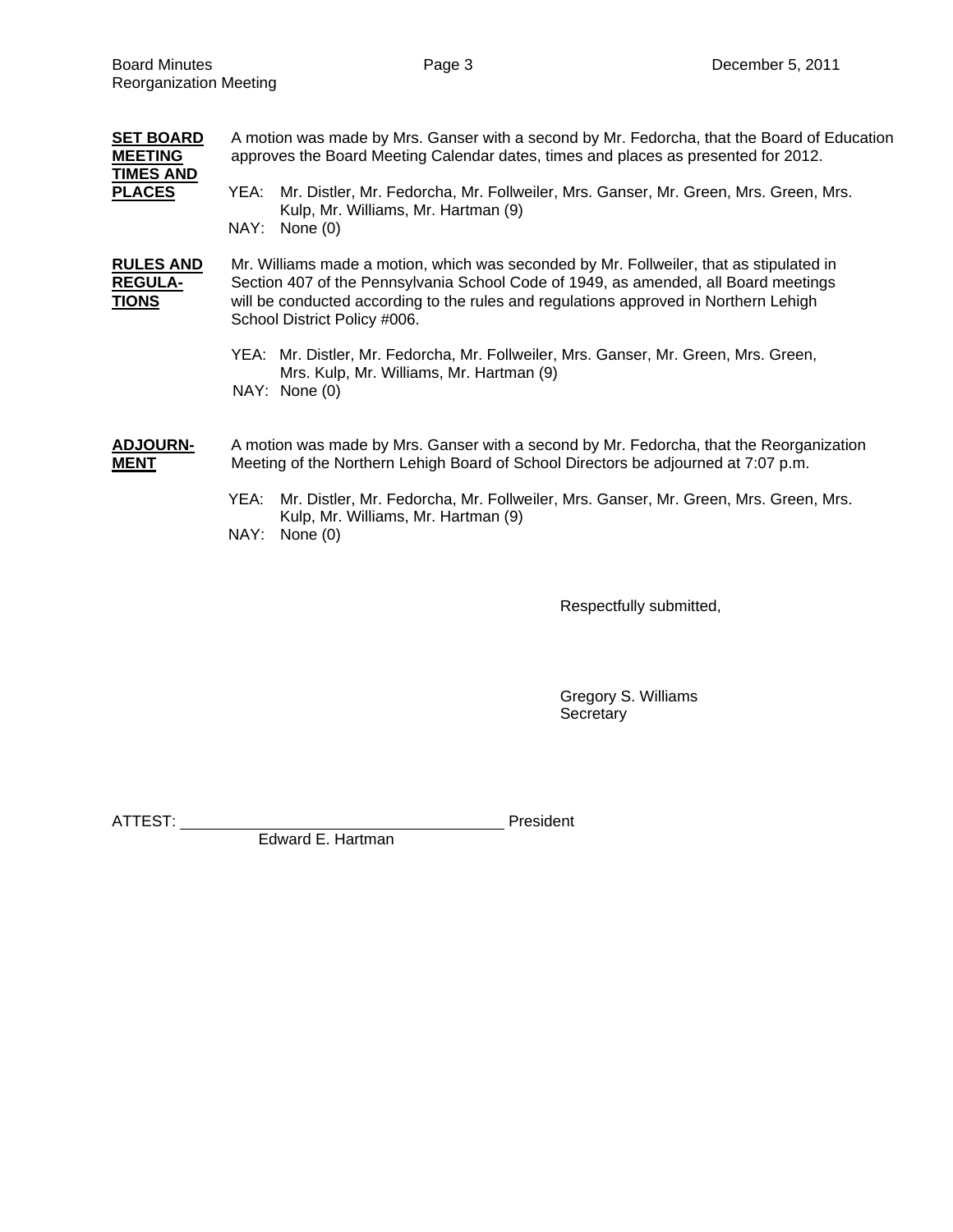**SET BOARD MEETING TIMES AND PLACES**

A motion was made by Mrs. Ganser with a second by Mr. Fedorcha, that the Board of Education approves the Board Meeting Calendar dates, times and places as presented for 2012.

YEA: Mr. Distler, Mr. Fedorcha, Mr. Follweiler, Mrs. Ganser, Mr. Green, Mrs. Green, Mrs. Kulp, Mr. Williams, Mr. Hartman (9)
NAY: None (0)

**RULES AND REGULATIONS**

Mr. Williams made a motion, which was seconded by Mr. Follweiler, that as stipulated in Section 407 of the Pennsylvania School Code of 1949, as amended, all Board meetings will be conducted according to the rules and regulations approved in Northern Lehigh School District Policy #006.

YEA: Mr. Distler, Mr. Fedorcha, Mr. Follweiler, Mrs. Ganser, Mr. Green, Mrs. Green, Mrs. Kulp, Mr. Williams, Mr. Hartman (9)
NAY: None (0)

**ADJOURNMENT**

A motion was made by Mrs. Ganser with a second by Mr. Fedorcha, that the Reorganization Meeting of the Northern Lehigh Board of School Directors be adjourned at 7:07 p.m.

YEA: Mr. Distler, Mr. Fedorcha, Mr. Follweiler, Mrs. Ganser, Mr. Green, Mrs. Green, Mrs. Kulp, Mr. Williams, Mr. Hartman (9)
NAY: None (0)

Respectfully submitted,

Gregory S. Williams
Secretary

ATTEST: ______________________________ President
Edward E. Hartman